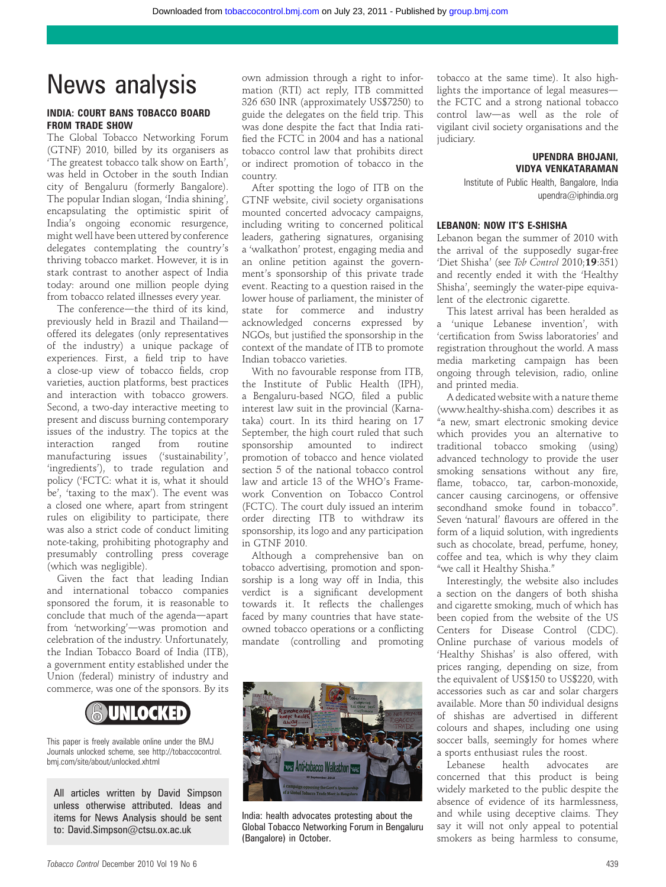# News analysis

### INDIA: COURT BANS TOBACCO BOARD FROM TRADE SHOW

The Global Tobacco Networking Forum (GTNF) 2010, billed by its organisers as 'The greatest tobacco talk show on Earth', was held in October in the south Indian city of Bengaluru (formerly Bangalore). The popular Indian slogan, 'India shining', encapsulating the optimistic spirit of India's ongoing economic resurgence, might well have been uttered by conference delegates contemplating the country's thriving tobacco market. However, it is in stark contrast to another aspect of India today: around one million people dying from tobacco related illnesses every year.

The conference—the third of its kind, previously held in Brazil and Thailand—offered its delegates (only representatives of the industry) a unique package of experiences. First, a field trip to have a close-up view of tobacco fields, crop varieties, auction platforms, best practices and interaction with tobacco growers. Second, a two-day interactive meeting to present and discuss burning contemporary issues of the industry. The topics at the interaction ranged from routine manufacturing issues ('sustainability', 'ingredients'), to trade regulation and policy ('FCTC: what it is, what it should be', 'taxing to the max'). The event was a closed one where, apart from stringent rules on eligibility to participate, there was also a strict code of conduct limiting note-taking, prohibiting photography and presumably controlling press coverage (which was negligible).

Given the fact that leading Indian and international tobacco companies sponsored the forum, it is reasonable to conclude that much of the agenda—apart from 'networking'—was promotion and celebration of the industry. Unfortunately, the Indian Tobacco Board of India (ITB), a government entity established under the Union (federal) ministry of industry and commerce, was one of the sponsors. By its own admission through a right to information (RTI) act reply, ITB committed 326 630 INR (approximately US$7250) to guide the delegates on the field trip. This was done despite the fact that India ratified the FCTC in 2004 and has a national tobacco control law that prohibits direct or indirect promotion of tobacco in the country.

After spotting the logo of ITB on the GTNF website, civil society organisations mounted concerted advocacy campaigns, including writing to concerned political leaders, gathering signatures, organising a 'walkathon' protest, engaging media and an online petition against the government's sponsorship of this private trade event. Reacting to a question raised in the lower house of parliament, the minister of state for commerce and industry acknowledged concerns expressed by NGOs, but justified the sponsorship in the context of the mandate of ITB to promote Indian tobacco varieties.

With no favourable response from ITB, the Institute of Public Health (IPH), a Bengaluru-based NGO, filed a public interest law suit in the provincial (Karnataka) court. In its third hearing on 17 September, the high court ruled that such sponsorship amounted to indirect promotion of tobacco and hence violated section 5 of the national tobacco control law and article 13 of the WHO's Framework Convention on Tobacco Control (FCTC). The court duly issued an interim order directing ITB to withdraw its sponsorship, its logo and any participation in GTNF 2010.

Although a comprehensive ban on tobacco advertising, promotion and sponsorship is a long way off in India, this verdict is a significant development towards it. It reflects the challenges faced by many countries that have state-owned tobacco operations or a conflicting mandate (controlling and promoting tobacco at the same time). It also highlights the importance of legal measures—the FCTC and a strong national tobacco control law—as well as the role of vigilant civil society organisations and the judiciary.

**UPENDRA BHOJANI, VIDYA VENKATARAMAN**
Institute of Public Health, Bangalore, India
upendra@iphindia.org

India: health advocates protesting about the Global Tobacco Networking Forum in Bengaluru (Bangalore) in October.

This paper is freely available online under the BMJ Journals unlocked scheme, see http://tobaccocontrol.bmj.com/site/about/unlocked.xhtml

All articles written by David Simpson unless otherwise attributed. Ideas and items for News Analysis should be sent to: David.Simpson@ctsu.ox.ac.uk

### LEBANON: NOW IT'S E-SHISHA

Lebanon began the summer of 2010 with the arrival of the supposedly sugar-free 'Diet Shisha' (see *Tob Control* 2010;**19**:351) and recently ended it with the 'Healthy Shisha', seemingly the water-pipe equivalent of the electronic cigarette.

This latest arrival has been heralded as a 'unique Lebanese invention', with 'certification from Swiss laboratories' and registration throughout the world. A mass media marketing campaign has been ongoing through television, radio, online and printed media.

A dedicated website with a nature theme (www.healthy-shisha.com) describes it as "a new, smart electronic smoking device which provides you an alternative to traditional tobacco smoking (using) advanced technology to provide the user smoking sensations without any fire, flame, tobacco, tar, carbon-monoxide, cancer causing carcinogens, or offensive secondhand smoke found in tobacco". Seven 'natural' flavours are offered in the form of a liquid solution, with ingredients such as chocolate, bread, perfume, honey, coffee and tea, which is why they claim "we call it Healthy Shisha."

Interestingly, the website also includes a section on the dangers of both shisha and cigarette smoking, much of which has been copied from the website of the US Centers for Disease Control (CDC). Online purchase of various models of 'Healthy Shishas' is also offered, with prices ranging, depending on size, from the equivalent of US$150 to US$220, with accessories such as car and solar chargers available. More than 50 individual designs of shishas are advertised in different colours and shapes, including one using soccer balls, seemingly for homes where a sports enthusiast rules the roost.

Lebanese health advocates are concerned that this product is being widely marketed to the public despite the absence of evidence of its harmlessness, and while using deceptive claims. They say it will not only appeal to potential smokers as being harmless to consume,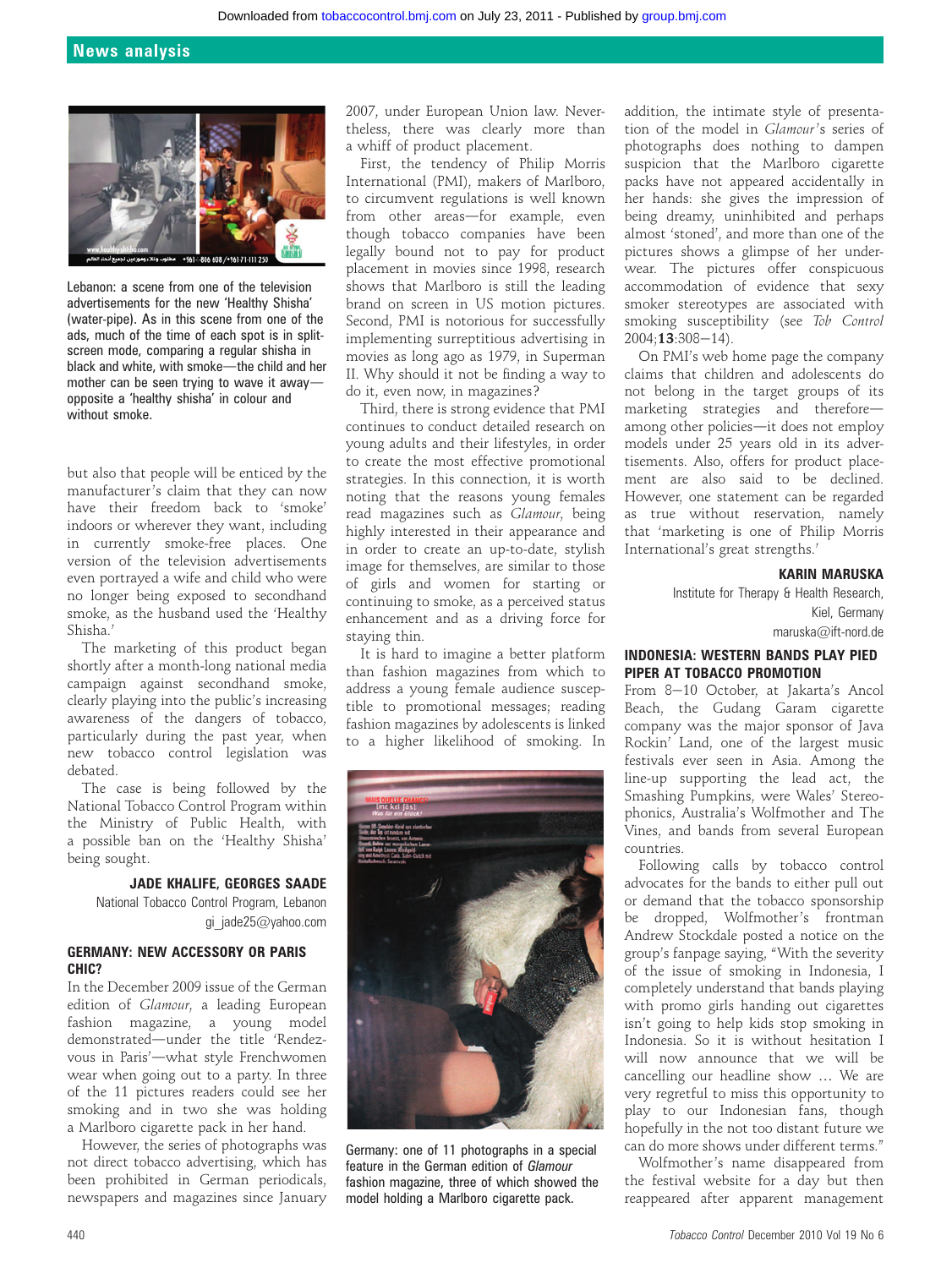Lebanon: a scene from one of the television advertisements for the new 'Healthy Shisha' (water-pipe). As in this scene from one of the ads, much of the time of each spot is in split-screen mode, comparing a regular shisha in black and white, with smoke—the child and her mother can be seen trying to wave it away—opposite a 'healthy shisha' in colour and without smoke.

but also that people will be enticed by the manufacturer's claim that they can now have their freedom back to 'smoke' indoors or wherever they want, including in currently smoke-free places. One version of the television advertisements even portrayed a wife and child who were no longer being exposed to secondhand smoke, as the husband used the 'Healthy Shisha.'

The marketing of this product began shortly after a month-long national media campaign against secondhand smoke, clearly playing into the public's increasing awareness of the dangers of tobacco, particularly during the past year, when new tobacco control legislation was debated.

The case is being followed by the National Tobacco Control Program within the Ministry of Public Health, with a possible ban on the 'Healthy Shisha' being sought.

**JADE KHALIFE, GEORGES SAADE**
National Tobacco Control Program, Lebanon
gi_jade25@yahoo.com

### GERMANY: NEW ACCESSORY OR PARIS CHIC?

In the December 2009 issue of the German edition of *Glamour*, a leading European fashion magazine, a young model demonstrated—under the title 'Rendez-vous in Paris'—what style Frenchwomen wear when going out to a party. In three of the 11 pictures readers could see her smoking and in two she was holding a Marlboro cigarette pack in her hand.

However, the series of photographs was not direct tobacco advertising, which has been prohibited in German periodicals, newspapers and magazines since January 2007, under European Union law. Nevertheless, there was clearly more than a whiff of product placement.

First, the tendency of Philip Morris International (PMI), makers of Marlboro, to circumvent regulations is well known from other areas—for example, even though tobacco companies have been legally bound not to pay for product placement in movies since 1998, research shows that Marlboro is still the leading brand on screen in US motion pictures. Second, PMI is notorious for successfully implementing surreptitious advertising in movies as long ago as 1979, in Superman II. Why should it not be finding a way to do it, even now, in magazines?

Third, there is strong evidence that PMI continues to conduct detailed research on young adults and their lifestyles, in order to create the most effective promotional strategies. In this connection, it is worth noting that the reasons young females read magazines such as *Glamour*, being highly interested in their appearance and in order to create an up-to-date, stylish image for themselves, are similar to those of girls and women for starting or continuing to smoke, as a perceived status enhancement and as a driving force for staying thin.

It is hard to imagine a better platform than fashion magazines from which to address a young female audience susceptible to promotional messages; reading fashion magazines by adolescents is linked to a higher likelihood of smoking. In addition, the intimate style of presentation of the model in *Glamour*'s series of photographs does nothing to dampen suspicion that the Marlboro cigarette packs have not appeared accidentally in her hands: she gives the impression of being dreamy, uninhibited and perhaps almost 'stoned', and more than one of the pictures shows a glimpse of her underwear. The pictures offer conspicuous accommodation of evidence that sexy smoker stereotypes are associated with smoking susceptibility (see *Tob Control* 2004;**13**:308–14).

Germany: one of 11 photographs in a special feature in the German edition of *Glamour* fashion magazine, three of which showed the model holding a Marlboro cigarette pack.

On PMI's web home page the company claims that children and adolescents do not belong in the target groups of its marketing strategies and therefore—among other policies—it does not employ models under 25 years old in its advertisements. Also, offers for product placement are also said to be declined. However, one statement can be regarded as true without reservation, namely that 'marketing is one of Philip Morris International's great strengths.'

**KARIN MARUSKA**
Institute for Therapy & Health Research, Kiel, Germany
maruska@ift-nord.de

### INDONESIA: WESTERN BANDS PLAY PIED PIPER AT TOBACCO PROMOTION

From 8–10 October, at Jakarta's Ancol Beach, the Gudang Garam cigarette company was the major sponsor of Java Rockin' Land, one of the largest music festivals ever seen in Asia. Among the line-up supporting the lead act, the Smashing Pumpkins, were Wales' Stereophonics, Australia's Wolfmother and The Vines, and bands from several European countries.

Following calls by tobacco control advocates for the bands to either pull out or demand that the tobacco sponsorship be dropped, Wolfmother's frontman Andrew Stockdale posted a notice on the group's fanpage saying, "With the severity of the issue of smoking in Indonesia, I completely understand that bands playing with promo girls handing out cigarettes isn't going to help kids stop smoking in Indonesia. So it is without hesitation I will now announce that we will be cancelling our headline show … We are very regretful to miss this opportunity to play to our Indonesian fans, though hopefully in the not too distant future we can do more shows under different terms."

Wolfmother's name disappeared from the festival website for a day but then reappeared after apparent management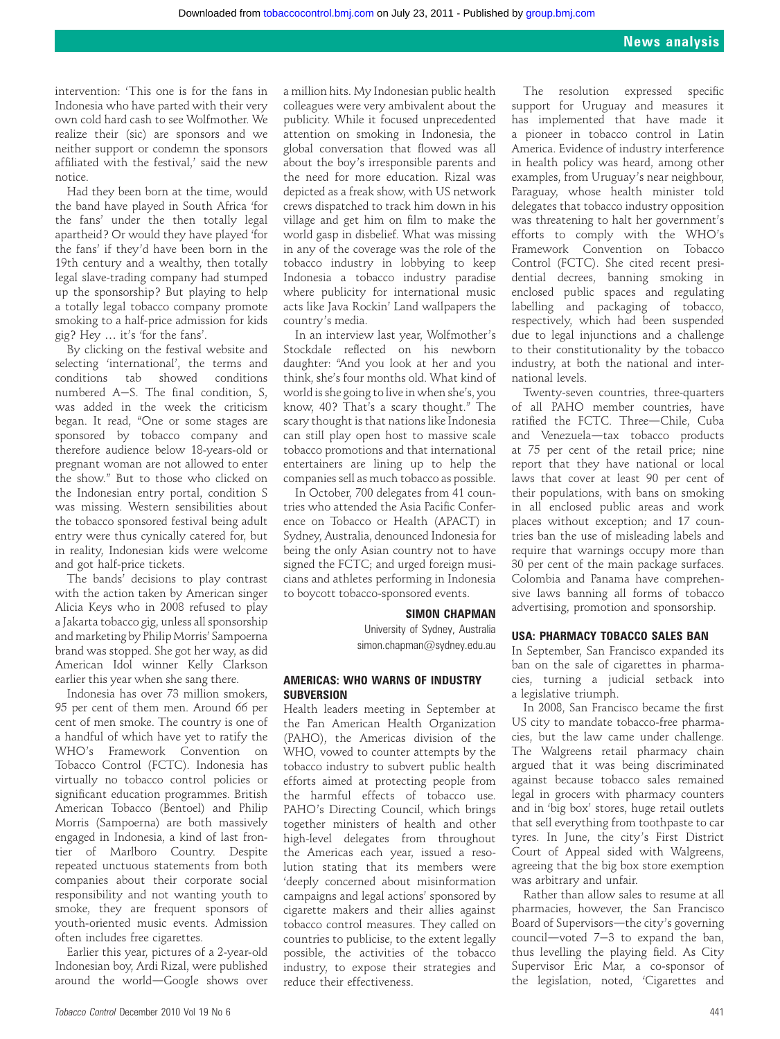intervention: 'This one is for the fans in Indonesia who have parted with their very own cold hard cash to see Wolfmother. We realize their (sic) are sponsors and we neither support or condemn the sponsors affiliated with the festival,' said the new notice.

Had they been born at the time, would the band have played in South Africa 'for the fans' under the then totally legal apartheid? Or would they have played 'for the fans' if they'd have been born in the 19th century and a wealthy, then totally legal slave-trading company had stumped up the sponsorship? But playing to help a totally legal tobacco company promote smoking to a half-price admission for kids gig? Hey … it's 'for the fans'.

By clicking on the festival website and selecting 'international', the terms and conditions tab showed conditions numbered A–S. The final condition, S, was added in the week the criticism began. It read, "One or some stages are sponsored by tobacco company and therefore audience below 18-years-old or pregnant woman are not allowed to enter the show." But to those who clicked on the Indonesian entry portal, condition S was missing. Western sensibilities about the tobacco sponsored festival being adult entry were thus cynically catered for, but in reality, Indonesian kids were welcome and got half-price tickets.

The bands' decisions to play contrast with the action taken by American singer Alicia Keys who in 2008 refused to play a Jakarta tobacco gig, unless all sponsorship and marketing by Philip Morris' Sampoerna brand was stopped. She got her way, as did American Idol winner Kelly Clarkson earlier this year when she sang there.

Indonesia has over 73 million smokers, 95 per cent of them men. Around 66 per cent of men smoke. The country is one of a handful of which have yet to ratify the WHO's Framework Convention on Tobacco Control (FCTC). Indonesia has virtually no tobacco control policies or significant education programmes. British American Tobacco (Bentoel) and Philip Morris (Sampoerna) are both massively engaged in Indonesia, a kind of last frontier of Marlboro Country. Despite repeated unctuous statements from both companies about their corporate social responsibility and not wanting youth to smoke, they are frequent sponsors of youth-oriented music events. Admission often includes free cigarettes.

Earlier this year, pictures of a 2-year-old Indonesian boy, Ardi Rizal, were published around the world—Google shows over a million hits. My Indonesian public health colleagues were very ambivalent about the publicity. While it focused unprecedented attention on smoking in Indonesia, the global conversation that flowed was all about the boy's irresponsible parents and the need for more education. Rizal was depicted as a freak show, with US network crews dispatched to track him down in his village and get him on film to make the world gasp in disbelief. What was missing in any of the coverage was the role of the tobacco industry in lobbying to keep Indonesia a tobacco industry paradise where publicity for international music acts like Java Rockin' Land wallpapers the country's media.

In an interview last year, Wolfmother's Stockdale reflected on his newborn daughter: "And you look at her and you think, she's four months old. What kind of world is she going to live in when she's, you know, 40? That's a scary thought." The scary thought is that nations like Indonesia can still play open host to massive scale tobacco promotions and that international entertainers are lining up to help the companies sell as much tobacco as possible.

In October, 700 delegates from 41 countries who attended the Asia Pacific Conference on Tobacco or Health (APACT) in Sydney, Australia, denounced Indonesia for being the only Asian country not to have signed the FCTC; and urged foreign musicians and athletes performing in Indonesia to boycott tobacco-sponsored events.

**SIMON CHAPMAN**
University of Sydney, Australia
simon.chapman@sydney.edu.au

### AMERICAS: WHO WARNS OF INDUSTRY SUBVERSION

Health leaders meeting in September at the Pan American Health Organization (PAHO), the Americas division of the WHO, vowed to counter attempts by the tobacco industry to subvert public health efforts aimed at protecting people from the harmful effects of tobacco use. PAHO's Directing Council, which brings together ministers of health and other high-level delegates from throughout the Americas each year, issued a resolution stating that its members were 'deeply concerned about misinformation campaigns and legal actions' sponsored by cigarette makers and their allies against tobacco control measures. They called on countries to publicise, to the extent legally possible, the activities of the tobacco industry, to expose their strategies and reduce their effectiveness.

The resolution expressed specific support for Uruguay and measures it has implemented that have made it a pioneer in tobacco control in Latin America. Evidence of industry interference in health policy was heard, among other examples, from Uruguay's near neighbour, Paraguay, whose health minister told delegates that tobacco industry opposition was threatening to halt her government's efforts to comply with the WHO's Framework Convention on Tobacco Control (FCTC). She cited recent presidential decrees, banning smoking in enclosed public spaces and regulating labelling and packaging of tobacco, respectively, which had been suspended due to legal injunctions and a challenge to their constitutionality by the tobacco industry, at both the national and international levels.

Twenty-seven countries, three-quarters of all PAHO member countries, have ratified the FCTC. Three—Chile, Cuba and Venezuela—tax tobacco products at 75 per cent of the retail price; nine report that they have national or local laws that cover at least 90 per cent of their populations, with bans on smoking in all enclosed public areas and work places without exception; and 17 countries ban the use of misleading labels and require that warnings occupy more than 30 per cent of the main package surfaces. Colombia and Panama have comprehensive laws banning all forms of tobacco advertising, promotion and sponsorship.

### USA: PHARMACY TOBACCO SALES BAN

In September, San Francisco expanded its ban on the sale of cigarettes in pharmacies, turning a judicial setback into a legislative triumph.

In 2008, San Francisco became the first US city to mandate tobacco-free pharmacies, but the law came under challenge. The Walgreens retail pharmacy chain argued that it was being discriminated against because tobacco sales remained legal in grocers with pharmacy counters and in 'big box' stores, huge retail outlets that sell everything from toothpaste to car tyres. In June, the city's First District Court of Appeal sided with Walgreens, agreeing that the big box store exemption was arbitrary and unfair.

Rather than allow sales to resume at all pharmacies, however, the San Francisco Board of Supervisors—the city's governing council—voted 7–3 to expand the ban, thus levelling the playing field. As City Supervisor Eric Mar, a co-sponsor of the legislation, noted, 'Cigarettes and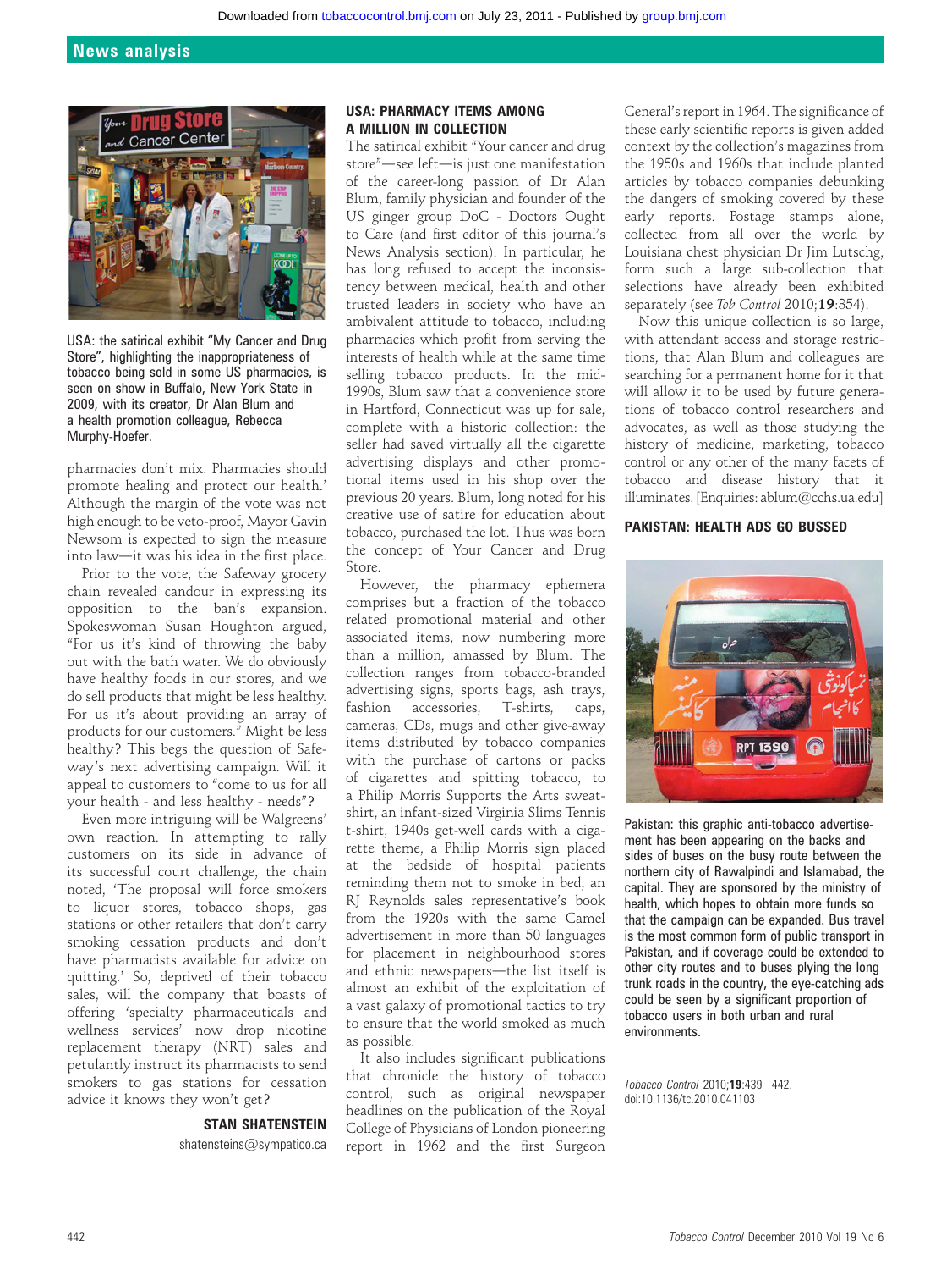## News analysis

USA: the satirical exhibit "My Cancer and Drug Store", highlighting the inappropriateness of tobacco being sold in some US pharmacies, is seen on show in Buffalo, New York State in 2009, with its creator, Dr Alan Blum and a health promotion colleague, Rebecca Murphy-Hoefer.

pharmacies don't mix. Pharmacies should promote healing and protect our health.' Although the margin of the vote was not high enough to be veto-proof, Mayor Gavin Newsom is expected to sign the measure into law—it was his idea in the first place.

Prior to the vote, the Safeway grocery chain revealed candour in expressing its opposition to the ban's expansion. Spokeswoman Susan Houghton argued, "For us it's kind of throwing the baby out with the bath water. We do obviously have healthy foods in our stores, and we do sell products that might be less healthy. For us it's about providing an array of products for our customers." Might be less healthy? This begs the question of Safeway's next advertising campaign. Will it appeal to customers to "come to us for all your health - and less healthy - needs"?

Even more intriguing will be Walgreens' own reaction. In attempting to rally customers on its side in advance of its successful court challenge, the chain noted, 'The proposal will force smokers to liquor stores, tobacco shops, gas stations or other retailers that don't carry smoking cessation products and don't have pharmacists available for advice on quitting.' So, deprived of their tobacco sales, will the company that boasts of offering 'specialty pharmaceuticals and wellness services' now drop nicotine replacement therapy (NRT) sales and petulantly instruct its pharmacists to send smokers to gas stations for cessation advice it knows they won't get?

**STAN SHATENSTEIN**

shatensteins@sympatico.ca

### USA: PHARMACY ITEMS AMONG A MILLION IN COLLECTION

The satirical exhibit "Your cancer and drug store"—see left—is just one manifestation of the career-long passion of Dr Alan Blum, family physician and founder of the US ginger group DoC - Doctors Ought to Care (and first editor of this journal's News Analysis section). In particular, he has long refused to accept the inconsistency between medical, health and other trusted leaders in society who have an ambivalent attitude to tobacco, including pharmacies which profit from serving the interests of health while at the same time selling tobacco products. In the mid-1990s, Blum saw that a convenience store in Hartford, Connecticut was up for sale, complete with a historic collection: the seller had saved virtually all the cigarette advertising displays and other promotional items used in his shop over the previous 20 years. Blum, long noted for his creative use of satire for education about tobacco, purchased the lot. Thus was born the concept of Your Cancer and Drug Store.

However, the pharmacy ephemera comprises but a fraction of the tobacco related promotional material and other associated items, now numbering more than a million, amassed by Blum. The collection ranges from tobacco-branded advertising signs, sports bags, ash trays, fashion accessories, T-shirts, caps, cameras, CDs, mugs and other give-away items distributed by tobacco companies with the purchase of cartons or packs of cigarettes and spitting tobacco, to a Philip Morris Supports the Arts sweatshirt, an infant-sized Virginia Slims Tennis t-shirt, 1940s get-well cards with a cigarette theme, a Philip Morris sign placed at the bedside of hospital patients reminding them not to smoke in bed, an RJ Reynolds sales representative's book from the 1920s with the same Camel advertisement in more than 50 languages for placement in neighbourhood stores and ethnic newspapers—the list itself is almost an exhibit of the exploitation of a vast galaxy of promotional tactics to try to ensure that the world smoked as much as possible.

It also includes significant publications that chronicle the history of tobacco control, such as original newspaper headlines on the publication of the Royal College of Physicians of London pioneering report in 1962 and the first Surgeon General's report in 1964. The significance of these early scientific reports is given added context by the collection's magazines from the 1950s and 1960s that include planted articles by tobacco companies debunking the dangers of smoking covered by these early reports. Postage stamps alone, collected from all over the world by Louisiana chest physician Dr Jim Lutschg, form such a large sub-collection that selections have already been exhibited separately (see *Tob Control* 2010;**19**:354).

Now this unique collection is so large, with attendant access and storage restrictions, that Alan Blum and colleagues are searching for a permanent home for it that will allow it to be used by future generations of tobacco control researchers and advocates, as well as those studying the history of medicine, marketing, tobacco control or any other of the many facets of tobacco and disease history that it illuminates. [Enquiries: ablum@cchs.ua.edu]

### PAKISTAN: HEALTH ADS GO BUSSED

Pakistan: this graphic anti-tobacco advertisement has been appearing on the backs and sides of buses on the busy route between the northern city of Rawalpindi and Islamabad, the capital. They are sponsored by the ministry of health, which hopes to obtain more funds so that the campaign can be expanded. Bus travel is the most common form of public transport in Pakistan, and if coverage could be extended to other city routes and to buses plying the long trunk roads in the country, the eye-catching ads could be seen by a significant proportion of tobacco users in both urban and rural environments.

*Tobacco Control* 2010;**19**:439—442.
doi:10.1136/tc.2010.041103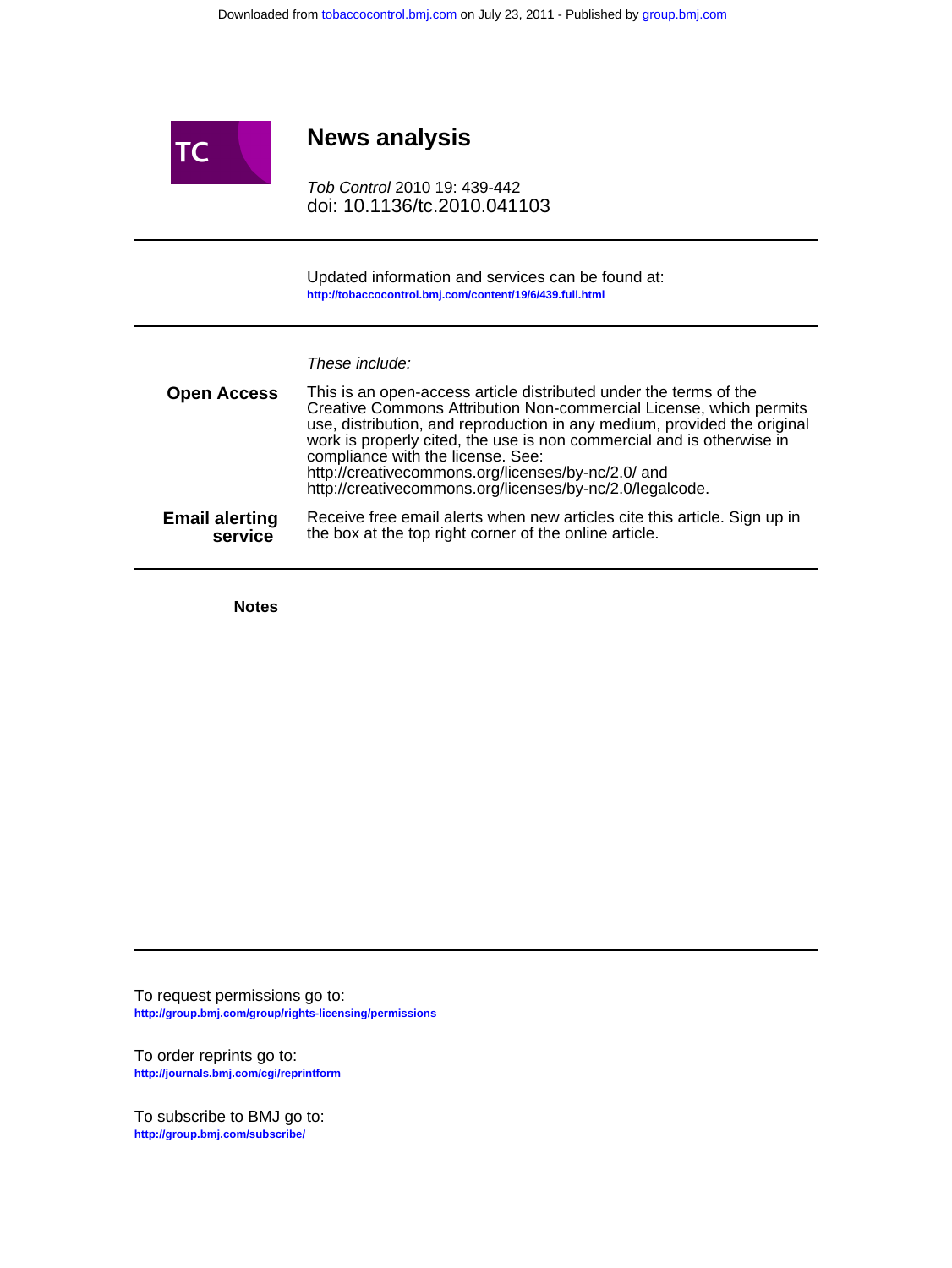Downloaded from tobaccocontrol.bmj.com on July 23, 2011 - Published by group.bmj.com

# News analysis

*Tob Control* 2010 19: 439-442
doi: 10.1136/tc.2010.041103

Updated information and services can be found at:
http://tobaccocontrol.bmj.com/content/19/6/439.full.html

*These include:*

**Open Access**

This is an open-access article distributed under the terms of the Creative Commons Attribution Non-commercial License, which permits use, distribution, and reproduction in any medium, provided the original work is properly cited, the use is non commercial and is otherwise in compliance with the license. See:
http://creativecommons.org/licenses/by-nc/2.0/ and
http://creativecommons.org/licenses/by-nc/2.0/legalcode.

**Email alerting service**

Receive free email alerts when new articles cite this article. Sign up in the box at the top right corner of the online article.

**Notes**

To request permissions go to:
http://group.bmj.com/group/rights-licensing/permissions

To order reprints go to:
http://journals.bmj.com/cgi/reprintform

To subscribe to BMJ go to:
http://group.bmj.com/subscribe/